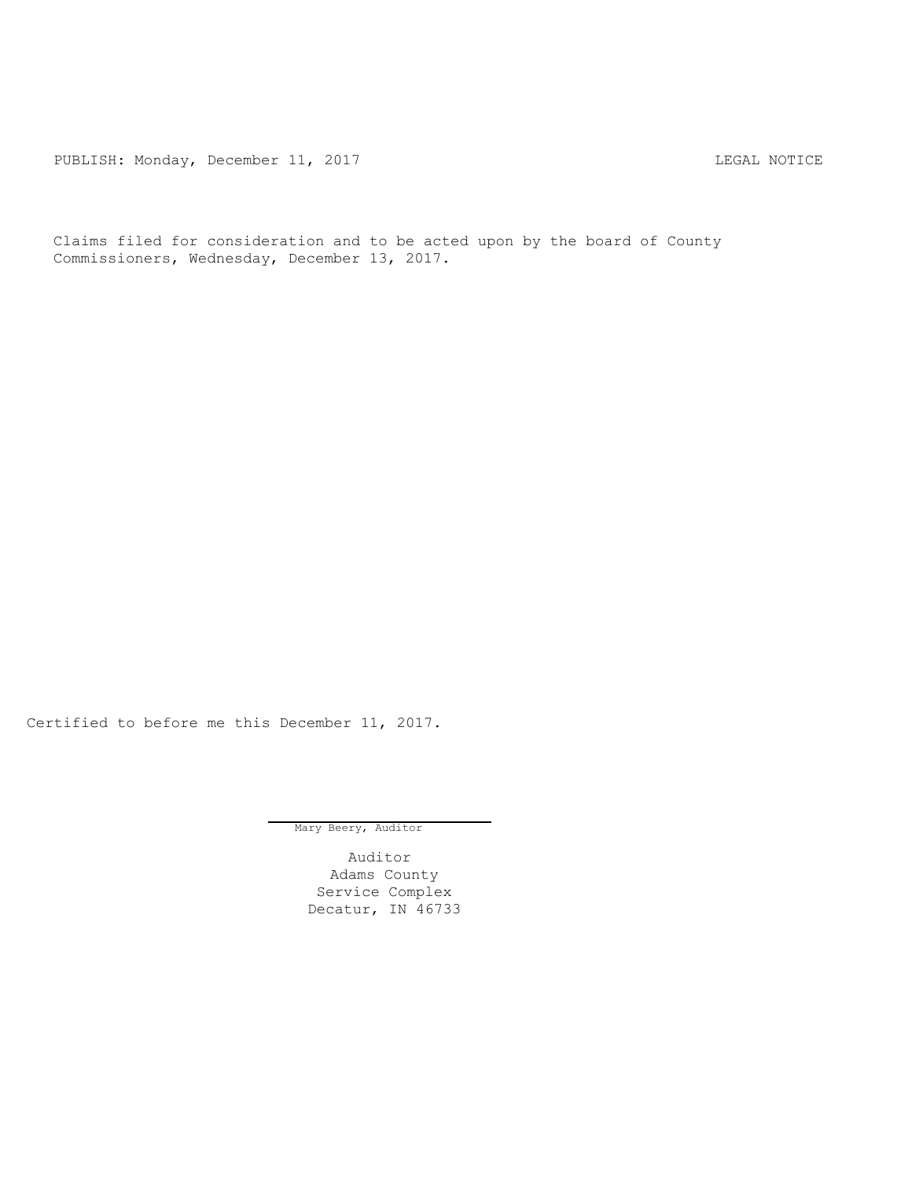PUBLISH: Monday, December 11, 2017 LEGAL NOTICE

Claims filed for consideration and to be acted upon by the board of County Commissioners, Wednesday, December 13, 2017.

Certified to before me this December 11, 2017.

Mary Beery, Auditor

Auditor
Adams County
Service Complex
Decatur, IN 46733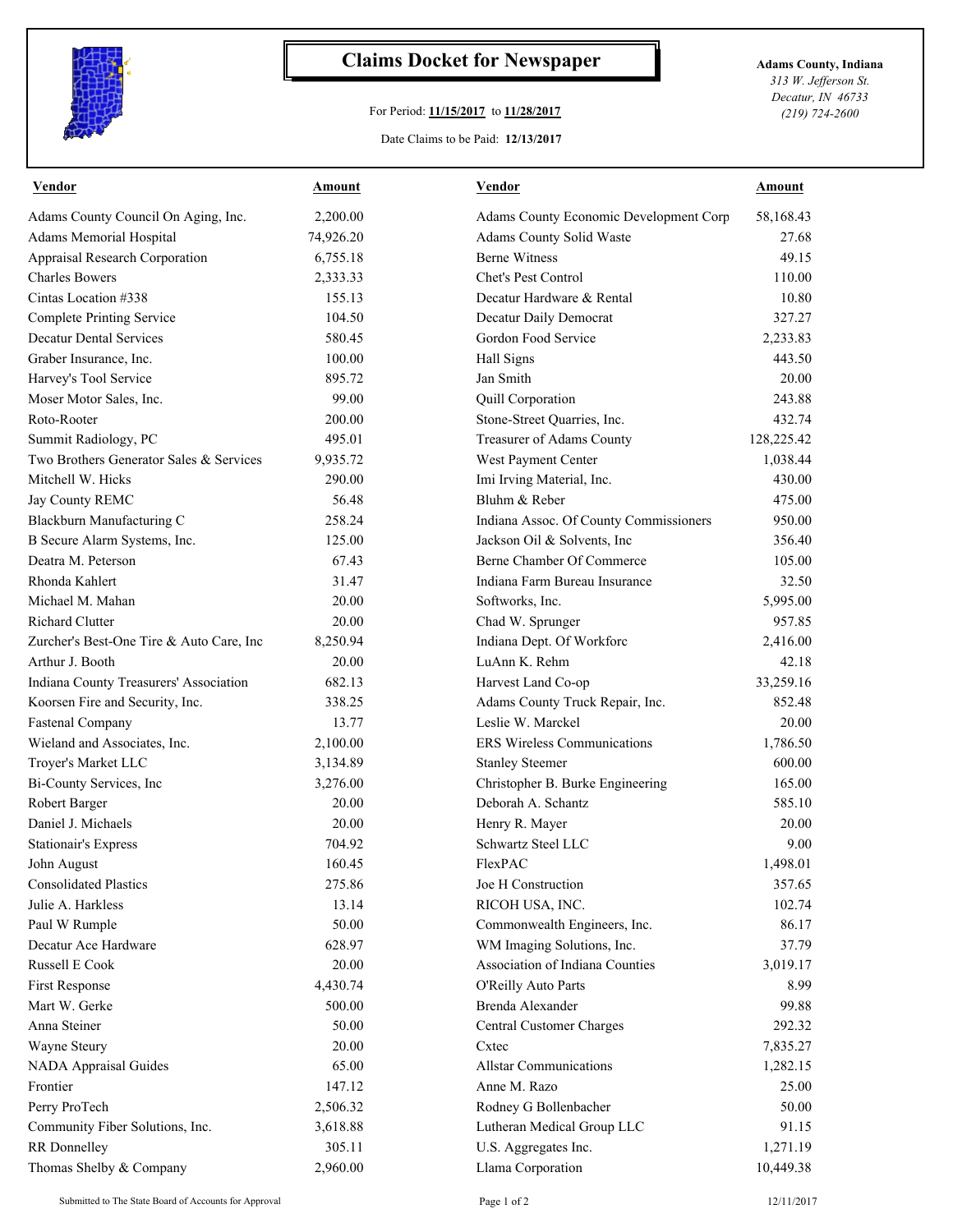# Claims Docket for Newspaper

For Period: **11/15/2017** to **11/28/2017**

Date Claims to be Paid: **12/13/2017**

**Adams County, Indiana**
*313 W. Jefferson St.*
*Decatur, IN 46733*
*(219) 724-2600*

| Vendor | Amount | Vendor | Amount |
|---|---|---|---|
| Adams County Council On Aging, Inc. | 2,200.00 | Adams County Economic Development Corp | 58,168.43 |
| Adams Memorial Hospital | 74,926.20 | Adams County Solid Waste | 27.68 |
| Appraisal Research Corporation | 6,755.18 | Berne Witness | 49.15 |
| Charles Bowers | 2,333.33 | Chet's Pest Control | 110.00 |
| Cintas Location #338 | 155.13 | Decatur Hardware & Rental | 10.80 |
| Complete Printing Service | 104.50 | Decatur Daily Democrat | 327.27 |
| Decatur Dental Services | 580.45 | Gordon Food Service | 2,233.83 |
| Graber Insurance, Inc. | 100.00 | Hall Signs | 443.50 |
| Harvey's Tool Service | 895.72 | Jan Smith | 20.00 |
| Moser Motor Sales, Inc. | 99.00 | Quill Corporation | 243.88 |
| Roto-Rooter | 200.00 | Stone-Street Quarries, Inc. | 432.74 |
| Summit Radiology, PC | 495.01 | Treasurer of Adams County | 128,225.42 |
| Two Brothers Generator Sales & Services | 9,935.72 | West Payment Center | 1,038.44 |
| Mitchell W. Hicks | 290.00 | Imi Irving Material, Inc. | 430.00 |
| Jay County REMC | 56.48 | Bluhm & Reber | 475.00 |
| Blackburn Manufacturing C | 258.24 | Indiana Assoc. Of County Commissioners | 950.00 |
| B Secure Alarm Systems, Inc. | 125.00 | Jackson Oil & Solvents, Inc | 356.40 |
| Deatra M. Peterson | 67.43 | Berne Chamber Of Commerce | 105.00 |
| Rhonda Kahlert | 31.47 | Indiana Farm Bureau Insurance | 32.50 |
| Michael M. Mahan | 20.00 | Softworks, Inc. | 5,995.00 |
| Richard Clutter | 20.00 | Chad W. Sprunger | 957.85 |
| Zurcher's Best-One Tire & Auto Care, Inc | 8,250.94 | Indiana Dept. Of Workforc | 2,416.00 |
| Arthur J. Booth | 20.00 | LuAnn K. Rehm | 42.18 |
| Indiana County Treasurers' Association | 682.13 | Harvest Land Co-op | 33,259.16 |
| Koorsen Fire and Security, Inc. | 338.25 | Adams County Truck Repair, Inc. | 852.48 |
| Fastenal Company | 13.77 | Leslie W. Marckel | 20.00 |
| Wieland and Associates, Inc. | 2,100.00 | ERS Wireless Communications | 1,786.50 |
| Troyer's Market LLC | 3,134.89 | Stanley Steemer | 600.00 |
| Bi-County Services, Inc | 3,276.00 | Christopher B. Burke Engineering | 165.00 |
| Robert Barger | 20.00 | Deborah A. Schantz | 585.10 |
| Daniel J. Michaels | 20.00 | Henry R. Mayer | 20.00 |
| Stationair's Express | 704.92 | Schwartz Steel LLC | 9.00 |
| John August | 160.45 | FlexPAC | 1,498.01 |
| Consolidated Plastics | 275.86 | Joe H Construction | 357.65 |
| Julie A. Harkless | 13.14 | RICOH USA, INC. | 102.74 |
| Paul W Rumple | 50.00 | Commonwealth Engineers, Inc. | 86.17 |
| Decatur Ace Hardware | 628.97 | WM Imaging Solutions, Inc. | 37.79 |
| Russell E Cook | 20.00 | Association of Indiana Counties | 3,019.17 |
| First Response | 4,430.74 | O'Reilly Auto Parts | 8.99 |
| Mart W. Gerke | 500.00 | Brenda Alexander | 99.88 |
| Anna Steiner | 50.00 | Central Customer Charges | 292.32 |
| Wayne Steury | 20.00 | Cxtec | 7,835.27 |
| NADA Appraisal Guides | 65.00 | Allstar Communications | 1,282.15 |
| Frontier | 147.12 | Anne M. Razo | 25.00 |
| Perry ProTech | 2,506.32 | Rodney G Bollenbacher | 50.00 |
| Community Fiber Solutions, Inc. | 3,618.88 | Lutheran Medical Group LLC | 91.15 |
| RR Donnelley | 305.11 | U.S. Aggregates Inc. | 1,271.19 |
| Thomas Shelby & Company | 2,960.00 | Llama Corporation | 10,449.38 |

Submitted to The State Board of Accounts for Approval

12/11/2017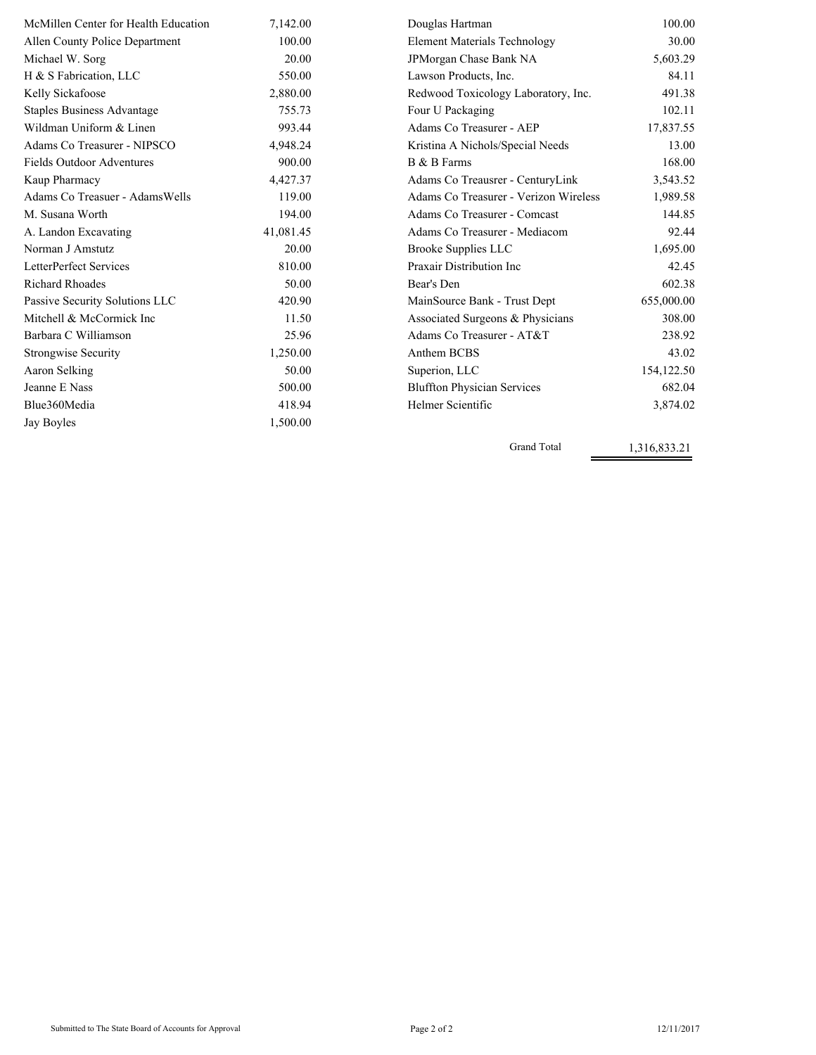| | |
|---|---|
| McMillen Center for Health Education | 7,142.00 |
| Allen County Police Department | 100.00 |
| Michael W. Sorg | 20.00 |
| H & S Fabrication, LLC | 550.00 |
| Kelly Sickafoose | 2,880.00 |
| Staples Business Advantage | 755.73 |
| Wildman Uniform & Linen | 993.44 |
| Adams Co Treasurer - NIPSCO | 4,948.24 |
| Fields Outdoor Adventures | 900.00 |
| Kaup Pharmacy | 4,427.37 |
| Adams Co Treasuer - AdamsWells | 119.00 |
| M. Susana Worth | 194.00 |
| A. Landon Excavating | 41,081.45 |
| Norman J Amstutz | 20.00 |
| LetterPerfect Services | 810.00 |
| Richard Rhoades | 50.00 |
| Passive Security Solutions LLC | 420.90 |
| Mitchell & McCormick Inc | 11.50 |
| Barbara C Williamson | 25.96 |
| Strongwise Security | 1,250.00 |
| Aaron Selking | 50.00 |
| Jeanne E Nass | 500.00 |
| Blue360Media | 418.94 |
| Jay Boyles | 1,500.00 |
| Douglas Hartman | 100.00 |
| Element Materials Technology | 30.00 |
| JPMorgan Chase Bank NA | 5,603.29 |
| Lawson Products, Inc. | 84.11 |
| Redwood Toxicology Laboratory, Inc. | 491.38 |
| Four U Packaging | 102.11 |
| Adams Co Treasurer - AEP | 17,837.55 |
| Kristina A Nichols/Special Needs | 13.00 |
| B & B Farms | 168.00 |
| Adams Co Treausrer - CenturyLink | 3,543.52 |
| Adams Co Treasurer - Verizon Wireless | 1,989.58 |
| Adams Co Treasurer - Comcast | 144.85 |
| Adams Co Treasurer - Mediacom | 92.44 |
| Brooke Supplies LLC | 1,695.00 |
| Praxair Distribution Inc | 42.45 |
| Bear's Den | 602.38 |
| MainSource Bank - Trust Dept | 655,000.00 |
| Associated Surgeons & Physicians | 308.00 |
| Adams Co Treasurer - AT&T | 238.92 |
| Anthem BCBS | 43.02 |
| Superion, LLC | 154,122.50 |
| Bluffton Physician Services | 682.04 |
| Helmer Scientific | 3,874.02 |
| Grand Total | 1,316,833.21 |

Submitted to The State Board of Accounts for Approval

12/11/2017